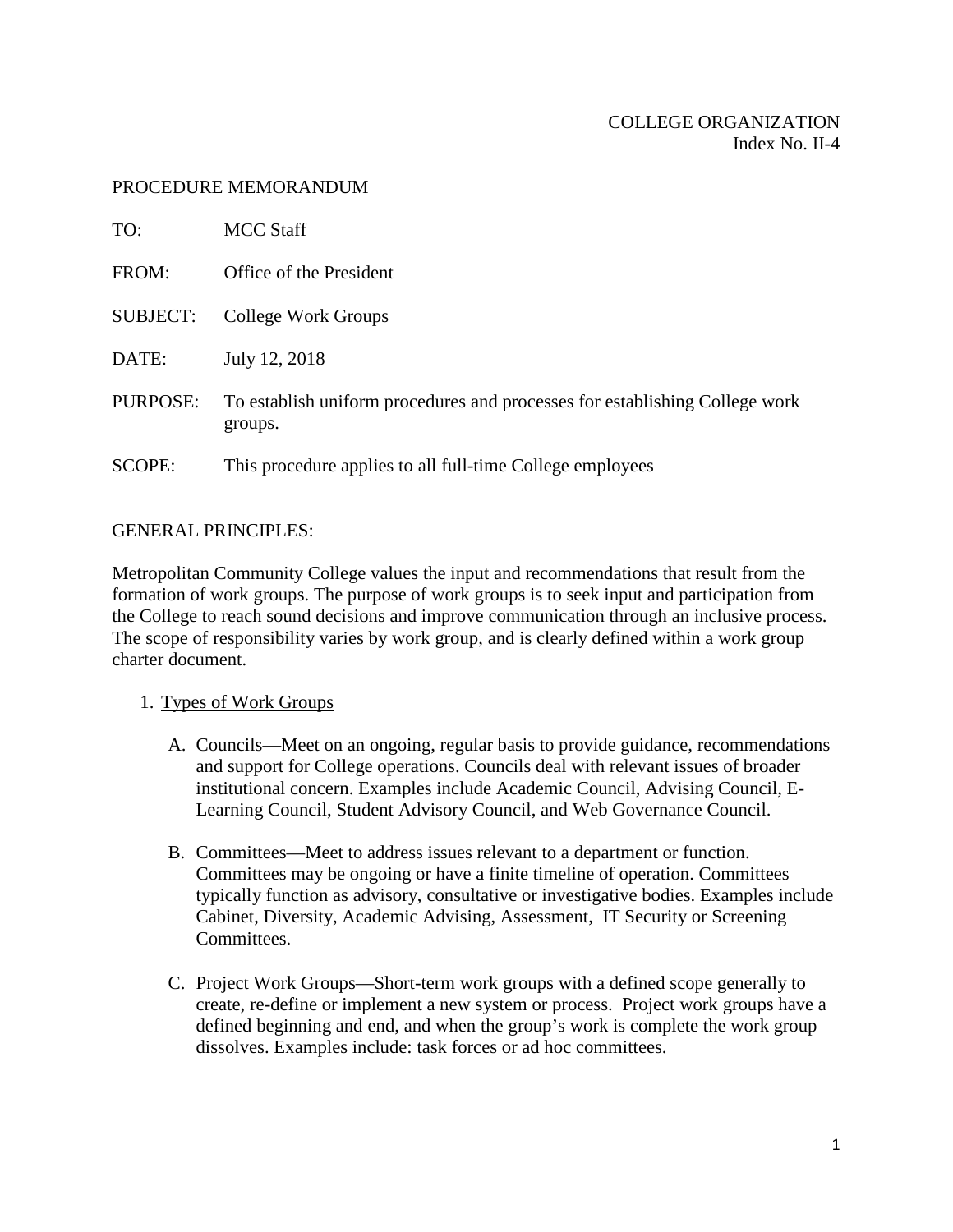COLLEGE ORGANIZATION
Index No. II-4

PROCEDURE MEMORANDUM

TO: MCC Staff

FROM: Office of the President

SUBJECT: College Work Groups

DATE: July 12, 2018

PURPOSE: To establish uniform procedures and processes for establishing College work groups.

SCOPE: This procedure applies to all full-time College employees

GENERAL PRINCIPLES:

Metropolitan Community College values the input and recommendations that result from the formation of work groups. The purpose of work groups is to seek input and participation from the College to reach sound decisions and improve communication through an inclusive process. The scope of responsibility varies by work group, and is clearly defined within a work group charter document.

1. Types of Work Groups

   A. Councils—Meet on an ongoing, regular basis to provide guidance, recommendations and support for College operations. Councils deal with relevant issues of broader institutional concern. Examples include Academic Council, Advising Council, E-Learning Council, Student Advisory Council, and Web Governance Council.

   B. Committees—Meet to address issues relevant to a department or function. Committees may be ongoing or have a finite timeline of operation. Committees typically function as advisory, consultative or investigative bodies. Examples include Cabinet, Diversity, Academic Advising, Assessment, IT Security or Screening Committees.

   C. Project Work Groups—Short-term work groups with a defined scope generally to create, re-define or implement a new system or process. Project work groups have a defined beginning and end, and when the group's work is complete the work group dissolves. Examples include: task forces or ad hoc committees.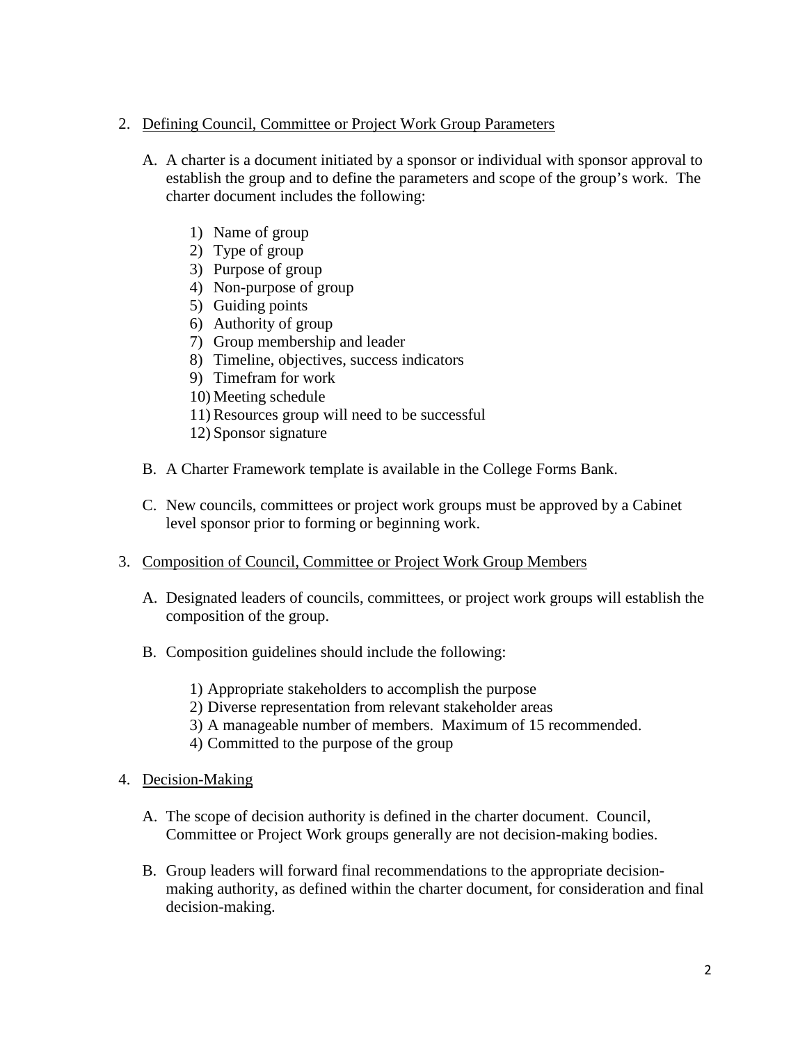2. <u>Defining Council, Committee or Project Work Group Parameters</u>

   A. A charter is a document initiated by a sponsor or individual with sponsor approval to establish the group and to define the parameters and scope of the group's work. The charter document includes the following:

      1) Name of group
      2) Type of group
      3) Purpose of group
      4) Non-purpose of group
      5) Guiding points
      6) Authority of group
      7) Group membership and leader
      8) Timeline, objectives, success indicators
      9) Timefram for work
      10) Meeting schedule
      11) Resources group will need to be successful
      12) Sponsor signature

   B. A Charter Framework template is available in the College Forms Bank.

   C. New councils, committees or project work groups must be approved by a Cabinet level sponsor prior to forming or beginning work.

3. <u>Composition of Council, Committee or Project Work Group Members</u>

   A. Designated leaders of councils, committees, or project work groups will establish the composition of the group.

   B. Composition guidelines should include the following:

      1) Appropriate stakeholders to accomplish the purpose
      2) Diverse representation from relevant stakeholder areas
      3) A manageable number of members. Maximum of 15 recommended.
      4) Committed to the purpose of the group

4. <u>Decision-Making</u>

   A. The scope of decision authority is defined in the charter document. Council, Committee or Project Work groups generally are not decision-making bodies.

   B. Group leaders will forward final recommendations to the appropriate decision-making authority, as defined within the charter document, for consideration and final decision-making.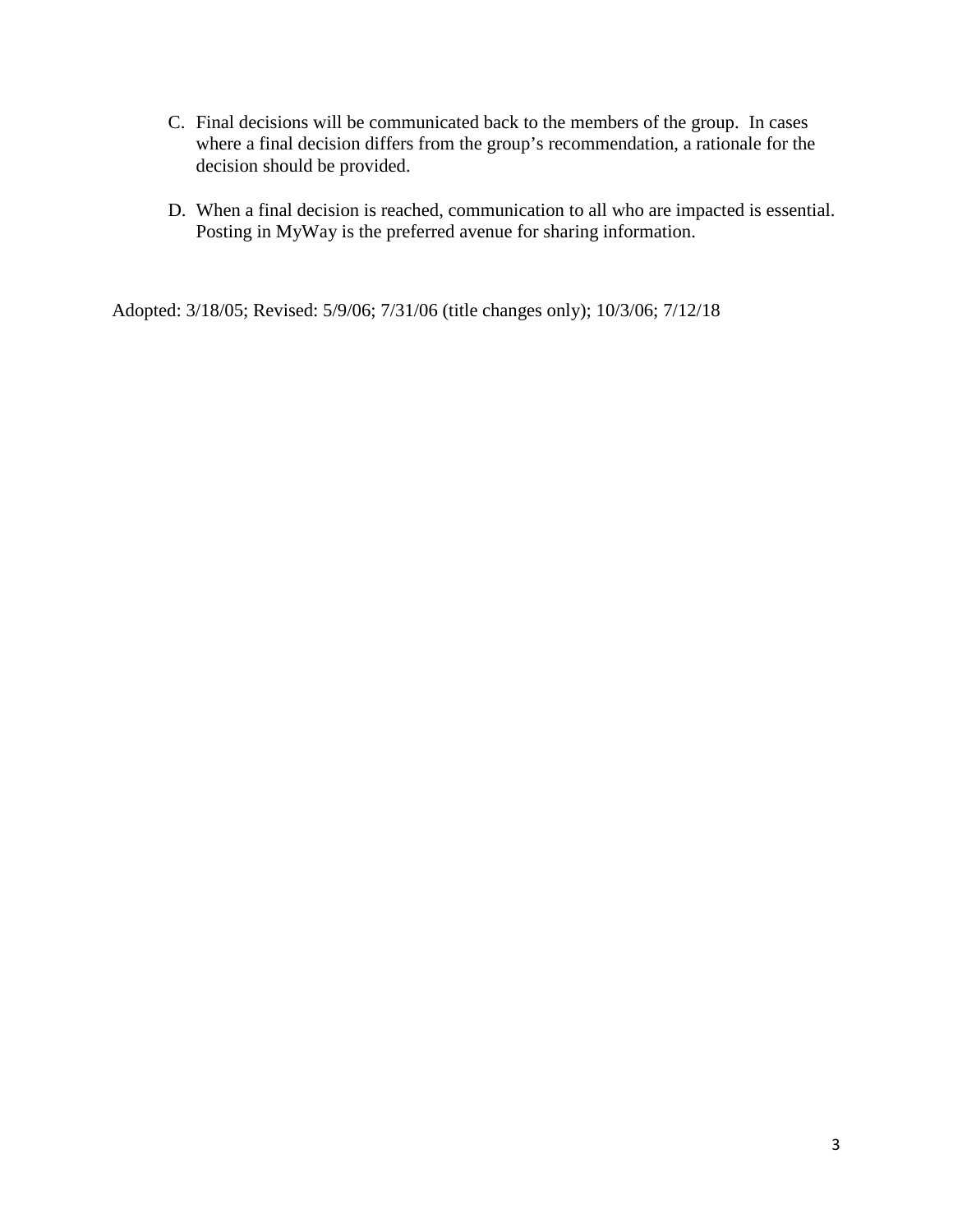C. Final decisions will be communicated back to the members of the group. In cases where a final decision differs from the group's recommendation, a rationale for the decision should be provided.

D. When a final decision is reached, communication to all who are impacted is essential. Posting in MyWay is the preferred avenue for sharing information.

Adopted: 3/18/05; Revised: 5/9/06; 7/31/06 (title changes only); 10/3/06; 7/12/18